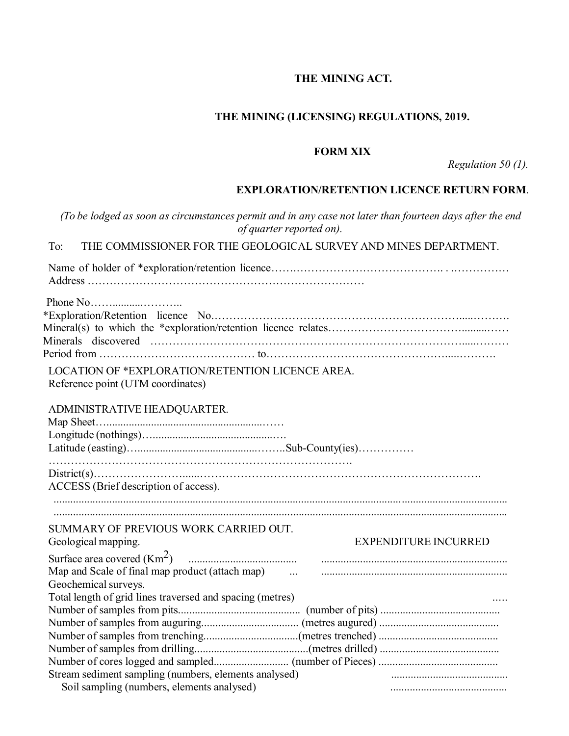**THE MINING ACT.**

**THE MINING (LICENSING) REGULATIONS, 2019.**

**FORM XIX**

*Regulation 50 (1).*

**EXPLORATION/RETENTION LICENCE RETURN FORM**.

*(To be lodged as soon as circumstances permit and in any case not later than fourteen days after the end of quarter reported on).*

To: THE COMMISSIONER FOR THE GEOLOGICAL SURVEY AND MINES DEPARTMENT.

Name of holder of *exploration/retention licence……..…………………………………. . ..…………….
Address ……………………………………………………………….……

Phone No……..........………..
*Exploration/Retention licence No.……………………………………………………….....……….
Mineral(s) to which the *exploration/retention licence relates…………………………….........……
Minerals discovered …………………………………………………………………….....………
Period from …………………………………… to………………………………………....……….

LOCATION OF *EXPLORATION/RETENTION LICENCE AREA.
Reference point (UTM coordinates)

ADMINISTRATIVE HEADQUARTER.
Map Sheet….........................................................……
Longitude (nothings)…...........................................…
Latitude (easting)…........................................……..Sub-County(ies)……………
…………………………………………………………………….
District(s)……………………....…………………………………………………………………….
ACCESS (Brief description of access).
.........................................................................................................................................................
.........................................................................................................................................................

SUMMARY OF PREVIOUS WORK CARRIED OUT.

Geological mapping. EXPENDITURE INCURRED

Surface area covered ($Km^2$) ...................................... ..................................................................
Map and Scale of final map product (attach map) ... ..................................................................

Geochemical surveys.

Total length of grid lines traversed and spacing (metres) …..
Number of samples from pits........................................... (number of pits) ..........................................
Number of samples from auguring.................................. (metres augured) ..........................................
Number of samples from trenching.................................(metres trenched) ..........................................
Number of samples from drilling........................................(metres drilled) ..........................................
Number of cores logged and sampled.......................... (number of Pieces) ..........................................
Stream sediment sampling (numbers, elements analysed) .........................................
Soil sampling (numbers, elements analysed) .........................................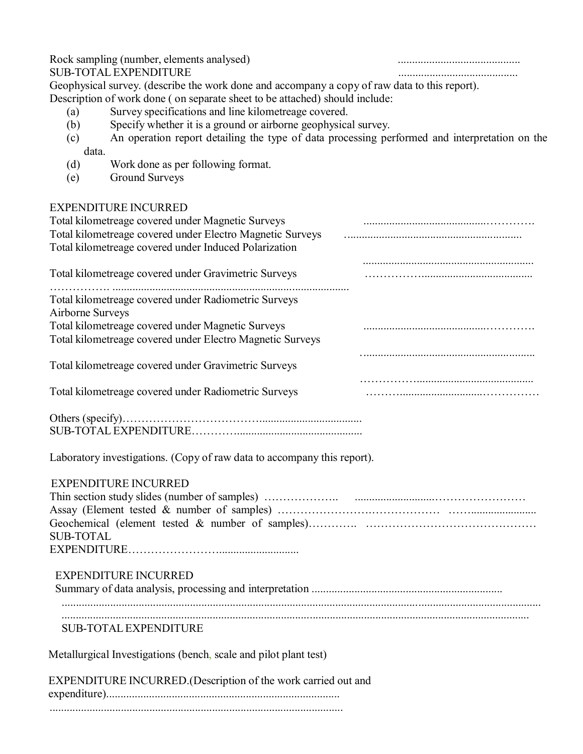Rock sampling (number, elements analysed) ..........................................

SUB-TOTAL EXPENDITURE ..........................................

Geophysical survey. (describe the work done and accompany a copy of raw data to this report).

Description of work done ( on separate sheet to be attached) should include:

- (a) Survey specifications and line kilometreage covered.
- (b) Specify whether it is a ground or airborne geophysical survey.
- (c) An operation report detailing the type of data processing performed and interpretation on the data.
- (d) Work done as per following format.
- (e) Ground Surveys

EXPENDITURE INCURRED

Total kilometreage covered under Magnetic Surveys ......................................…………

Total kilometreage covered under Electro Magnetic Surveys ............................................................

Total kilometreage covered under Induced Polarization ............................................................

Total kilometreage covered under Gravimetric Surveys ……………......................................

……………. ..................................................................................

Total kilometreage covered under Radiometric Surveys

Airborne Surveys

Total kilometreage covered under Magnetic Surveys ......................................…………

Total kilometreage covered under Electro Magnetic Surveys …........................................................

Total kilometreage covered under Gravimetric Surveys ……………......................................

Total kilometreage covered under Radiometric Surveys ……..........................……………

Others (specify)……………………………....................................

SUB-TOTAL EXPENDITURE……….............................................

Laboratory investigations. (Copy of raw data to accompany this report).

EXPENDITURE INCURRED

Thin section study slides (number of samples) ……………….. ..........................……………………

Assay (Element tested & number of samples) …………………….…………… ……......................

Geochemical (element tested & number of samples)…………. ………………………………………

SUB-TOTAL EXPENDITURE…………………............................

EXPENDITURE INCURRED

Summary of data analysis, processing and interpretation ..................................................................

...........................................................................................................................................................

.........................................................................................................................................................

SUB-TOTAL EXPENDITURE

Metallurgical Investigations (bench, scale and pilot plant test)

EXPENDITURE INCURRED.(Description of the work carried out and expenditure)..................................................................................

......................................................................................................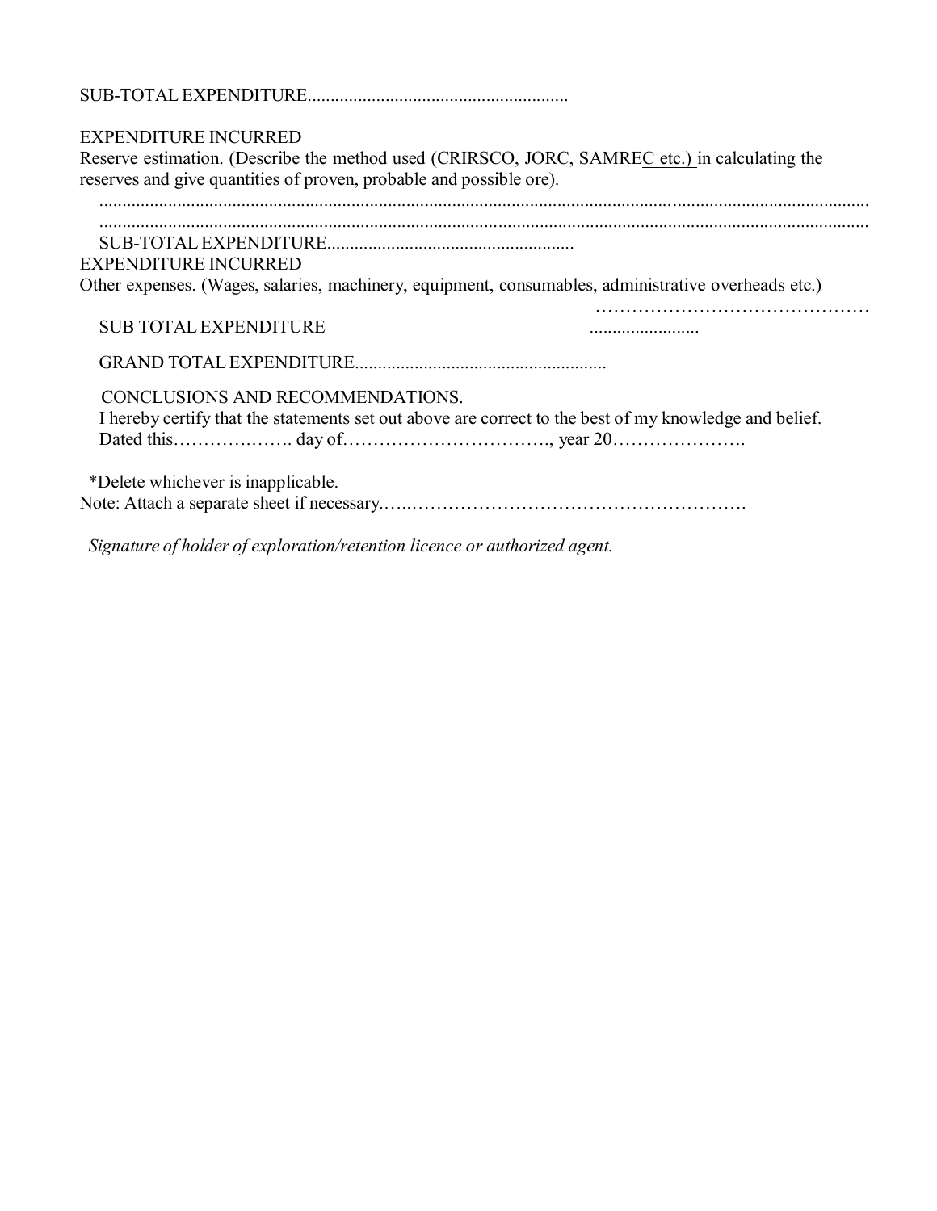SUB-TOTAL EXPENDITURE........................................................

EXPENDITURE INCURRED

Reserve estimation. (Describe the method used (CRIRSCO, JORC, SAMREC etc.) in calculating the reserves and give quantities of proven, probable and possible ore).

..........................................................................................................................................................................

..........................................................................................................................................................................

SUB-TOTAL EXPENDITURE......................................................

EXPENDITURE INCURRED

Other expenses. (Wages, salaries, machinery, equipment, consumables, administrative overheads etc.)

………………………………………

SUB TOTAL EXPENDITURE ........................

GRAND TOTAL EXPENDITURE......................................................

CONCLUSIONS AND RECOMMENDATIONS.

I hereby certify that the statements set out above are correct to the best of my knowledge and belief.

Dated this……………..…. day of……………………………., year 20………………….

*Delete whichever is inapplicable.

Note: Attach a separate sheet if necessary.…..……………………………………………….

*Signature of holder of exploration/retention licence or authorized agent.*